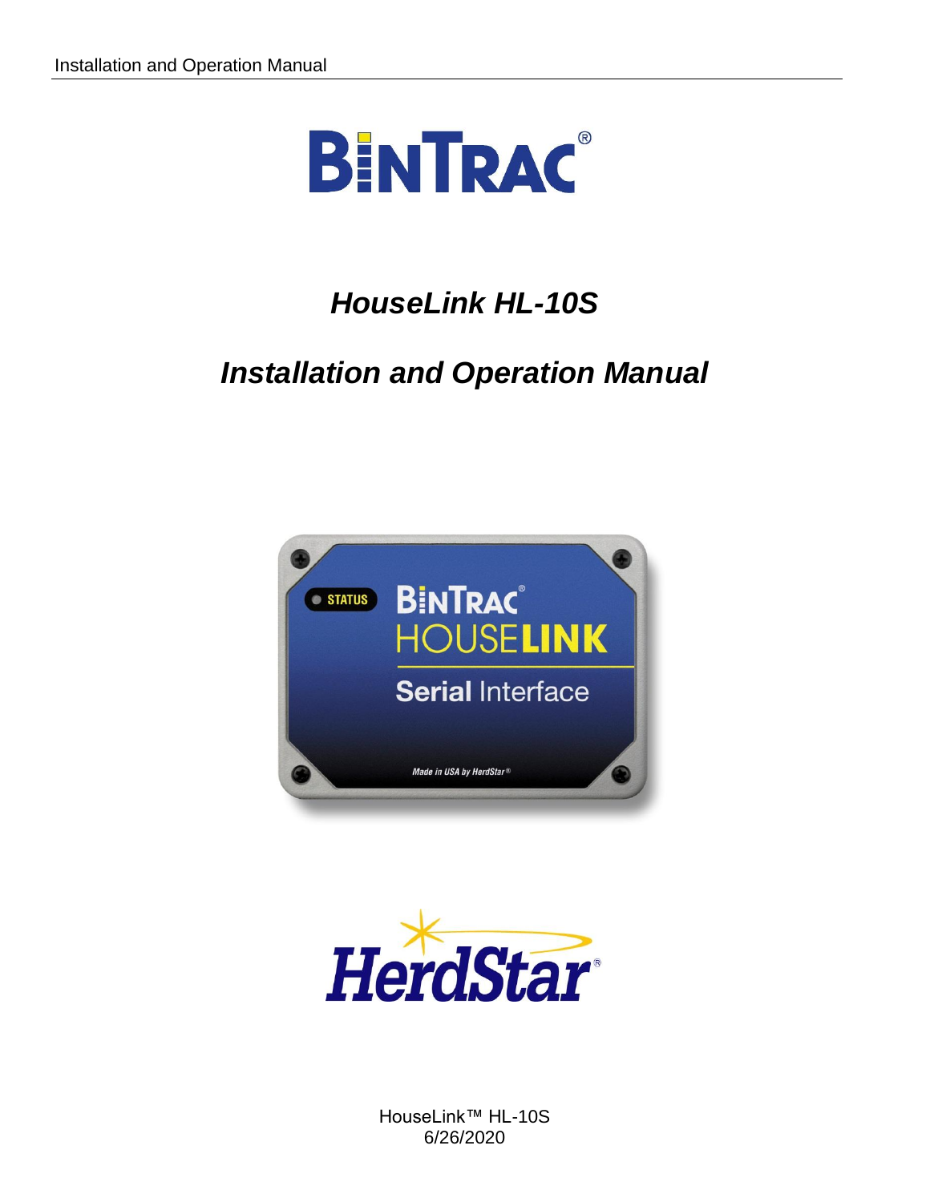# BINTRAC®

## *HouseLink HL-10S*

## *Installation and Operation Manual*

HouseLink™ HL-10S
6/26/2020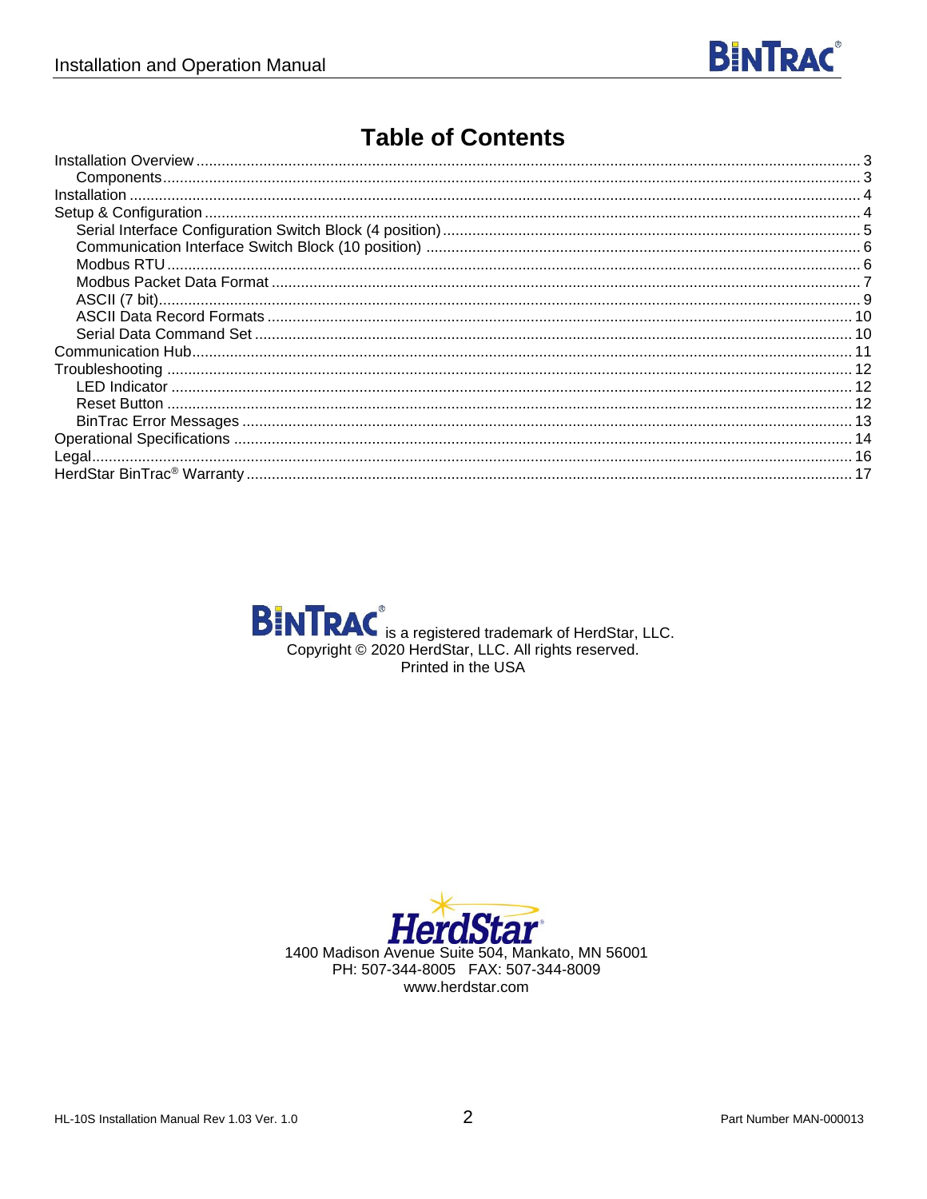# Table of Contents

- Installation Overview ..... 3
  - Components ..... 3
- Installation ..... 4
- Setup & Configuration ..... 4
  - Serial Interface Configuration Switch Block (4 position) ..... 5
  - Communication Interface Switch Block (10 position) ..... 6
  - Modbus RTU ..... 6
  - Modbus Packet Data Format ..... 7
  - ASCII (7 bit) ..... 9
  - ASCII Data Record Formats ..... 10
  - Serial Data Command Set ..... 10
- Communication Hub ..... 11
- Troubleshooting ..... 12
  - LED Indicator ..... 12
  - Reset Button ..... 12
  - BinTrac Error Messages ..... 13
- Operational Specifications ..... 14
- Legal ..... 16
- HerdStar BinTrac® Warranty ..... 17

BINTRAC® is a registered trademark of HerdStar, LLC.
Copyright © 2020 HerdStar, LLC. All rights reserved.
Printed in the USA

HerdStar®
1400 Madison Avenue Suite 504, Mankato, MN 56001
PH: 507-344-8005   FAX: 507-344-8009
www.herdstar.com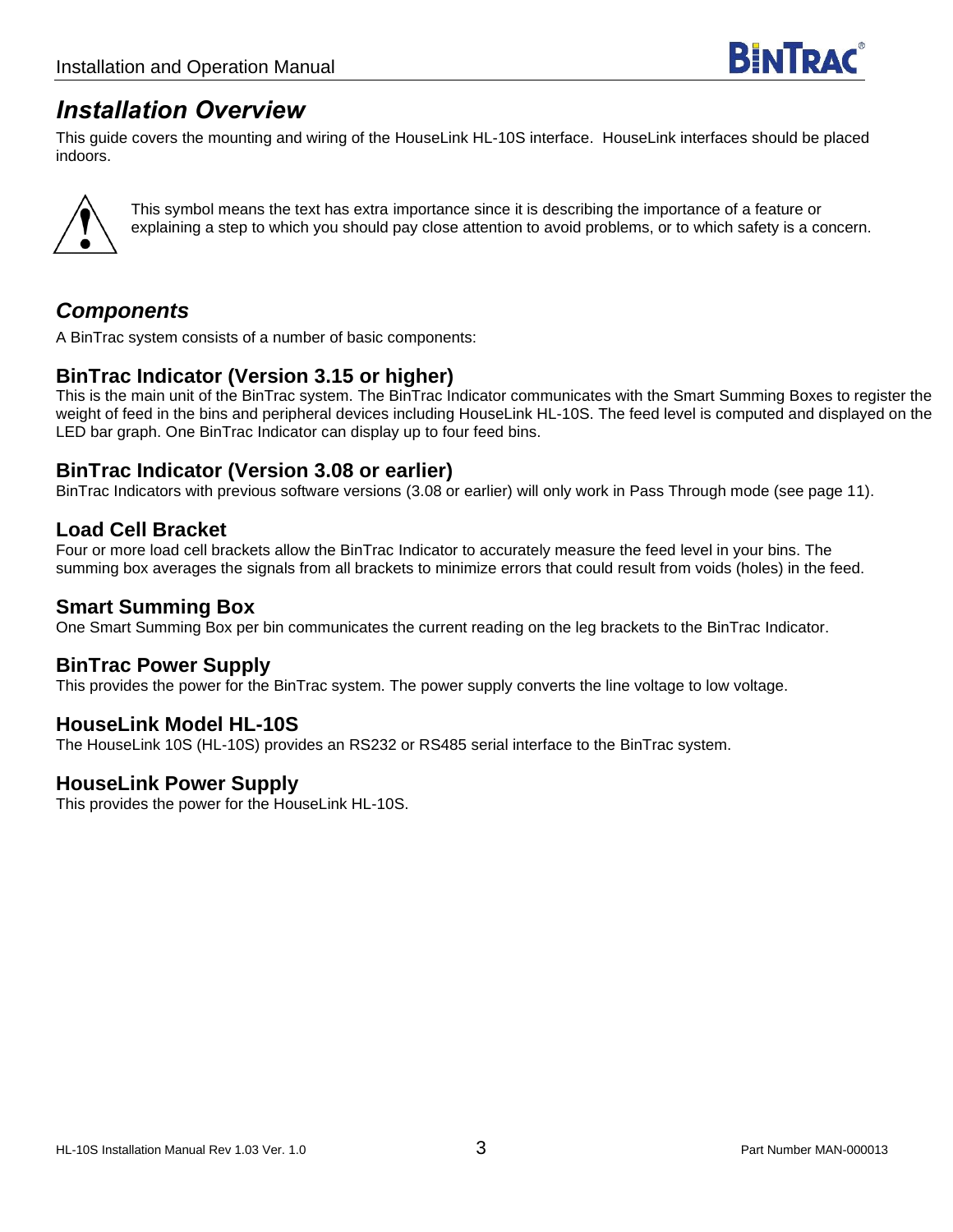# Installation Overview

This guide covers the mounting and wiring of the HouseLink HL-10S interface. HouseLink interfaces should be placed indoors.

This symbol means the text has extra importance since it is describing the importance of a feature or explaining a step to which you should pay close attention to avoid problems, or to which safety is a concern.

## Components

A BinTrac system consists of a number of basic components:

### BinTrac Indicator (Version 3.15 or higher)

This is the main unit of the BinTrac system. The BinTrac Indicator communicates with the Smart Summing Boxes to register the weight of feed in the bins and peripheral devices including HouseLink HL-10S. The feed level is computed and displayed on the LED bar graph. One BinTrac Indicator can display up to four feed bins.

### BinTrac Indicator (Version 3.08 or earlier)

BinTrac Indicators with previous software versions (3.08 or earlier) will only work in Pass Through mode (see page 11).

### Load Cell Bracket

Four or more load cell brackets allow the BinTrac Indicator to accurately measure the feed level in your bins. The summing box averages the signals from all brackets to minimize errors that could result from voids (holes) in the feed.

### Smart Summing Box

One Smart Summing Box per bin communicates the current reading on the leg brackets to the BinTrac Indicator.

### BinTrac Power Supply

This provides the power for the BinTrac system. The power supply converts the line voltage to low voltage.

### HouseLink Model HL-10S

The HouseLink 10S (HL-10S) provides an RS232 or RS485 serial interface to the BinTrac system.

### HouseLink Power Supply

This provides the power for the HouseLink HL-10S.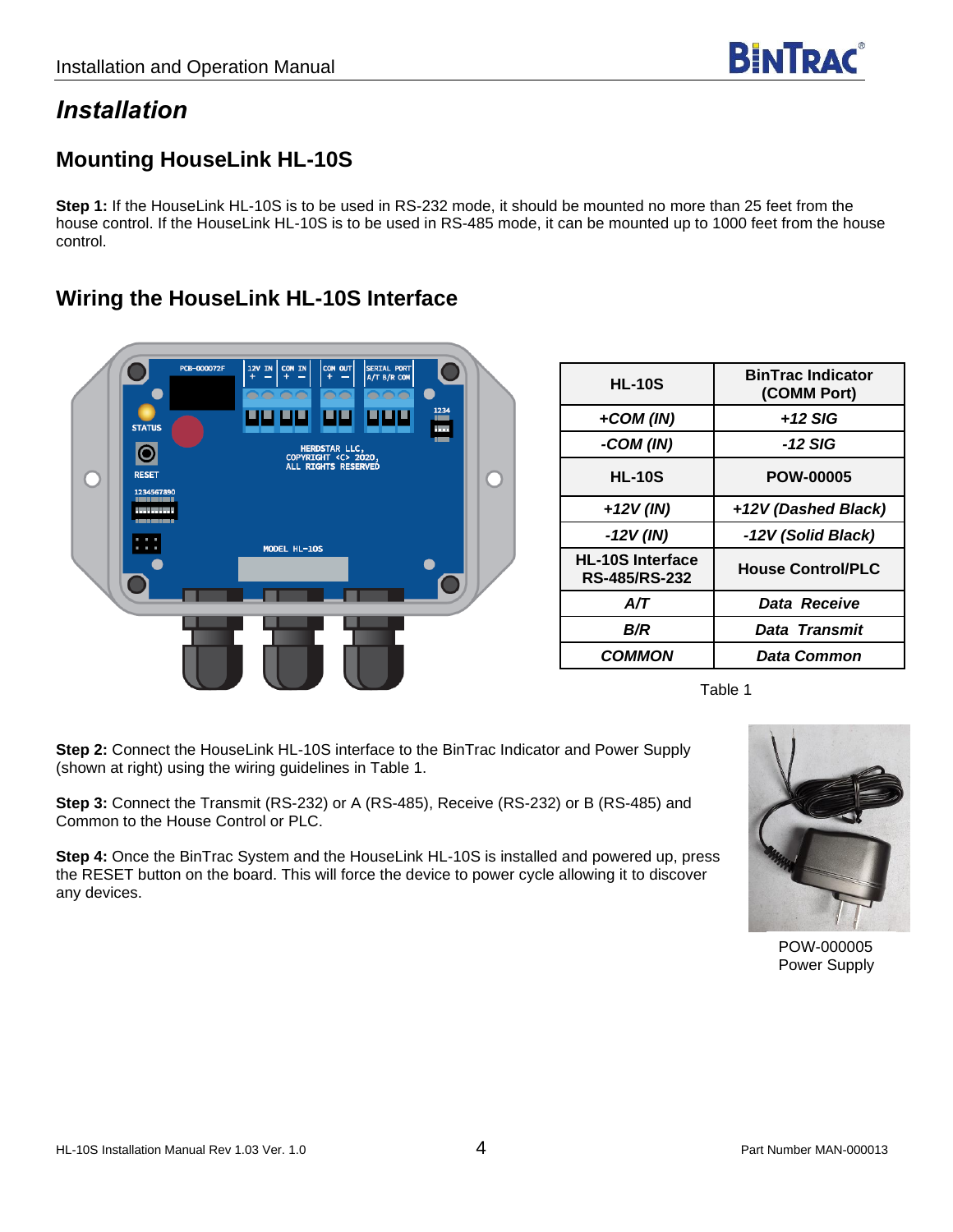# Installation

## Mounting HouseLink HL-10S

**Step 1:** If the HouseLink HL-10S is to be used in RS-232 mode, it should be mounted no more than 25 feet from the house control. If the HouseLink HL-10S is to be used in RS-485 mode, it can be mounted up to 1000 feet from the house control.

## Wiring the HouseLink HL-10S Interface

| HL-10S | BinTrac Indicator (COMM Port) |
|---|---|
| ***+COM (IN)*** | ***+12 SIG*** |
| ***-COM (IN)*** | ***-12 SIG*** |
| **HL-10S** | **POW-00005** |
| ***+12V (IN)*** | ***+12V (Dashed Black)*** |
| ***-12V (IN)*** | ***-12V (Solid Black)*** |
| **HL-10S Interface RS-485/RS-232** | **House Control/PLC** |
| ***A/T*** | ***Data Receive*** |
| ***B/R*** | ***Data Transmit*** |
| ***COMMON*** | ***Data Common*** |

Table 1

**Step 2:** Connect the HouseLink HL-10S interface to the BinTrac Indicator and Power Supply (shown at right) using the wiring guidelines in Table 1.

**Step 3:** Connect the Transmit (RS-232) or A (RS-485), Receive (RS-232) or B (RS-485) and Common to the House Control or PLC.

**Step 4:** Once the BinTrac System and the HouseLink HL-10S is installed and powered up, press the RESET button on the board. This will force the device to power cycle allowing it to discover any devices.

POW-000005
Power Supply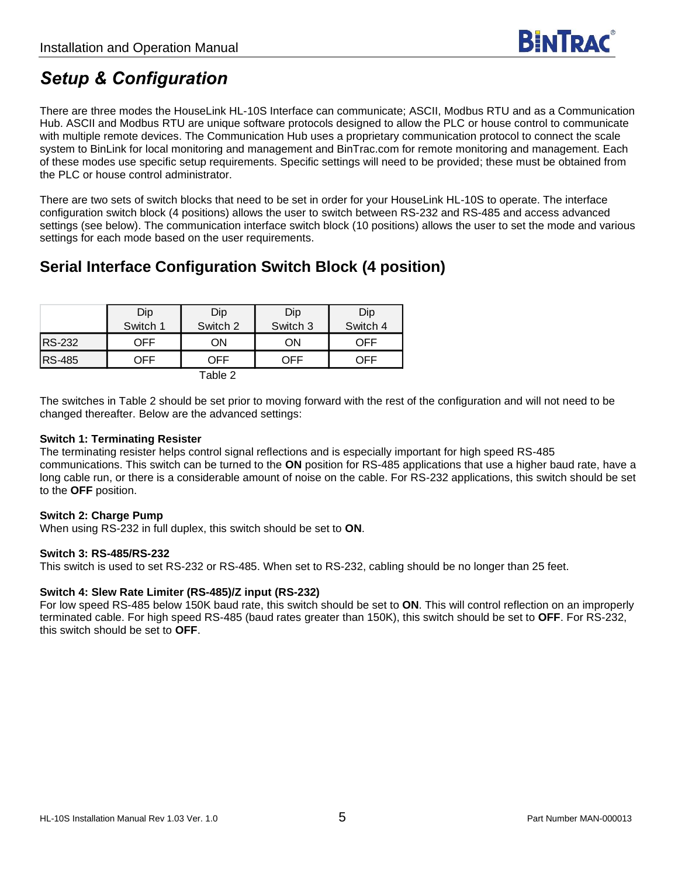# *Setup & Configuration*

There are three modes the HouseLink HL-10S Interface can communicate; ASCII, Modbus RTU and as a Communication Hub. ASCII and Modbus RTU are unique software protocols designed to allow the PLC or house control to communicate with multiple remote devices. The Communication Hub uses a proprietary communication protocol to connect the scale system to BinLink for local monitoring and management and BinTrac.com for remote monitoring and management. Each of these modes use specific setup requirements. Specific settings will need to be provided; these must be obtained from the PLC or house control administrator.

There are two sets of switch blocks that need to be set in order for your HouseLink HL-10S to operate. The interface configuration switch block (4 positions) allows the user to switch between RS-232 and RS-485 and access advanced settings (see below). The communication interface switch block (10 positions) allows the user to set the mode and various settings for each mode based on the user requirements.

## Serial Interface Configuration Switch Block (4 position)

| | Dip Switch 1 | Dip Switch 2 | Dip Switch 3 | Dip Switch 4 |
|---|---|---|---|---|
| RS-232 | OFF | ON | ON | OFF |
| RS-485 | OFF | OFF | OFF | OFF |

Table 2

The switches in Table 2 should be set prior to moving forward with the rest of the configuration and will not need to be changed thereafter. Below are the advanced settings:

**Switch 1: Terminating Resister**
The terminating resister helps control signal reflections and is especially important for high speed RS-485 communications. This switch can be turned to the **ON** position for RS-485 applications that use a higher baud rate, have a long cable run, or there is a considerable amount of noise on the cable. For RS-232 applications, this switch should be set to the **OFF** position.

**Switch 2: Charge Pump**
When using RS-232 in full duplex, this switch should be set to **ON**.

**Switch 3: RS-485/RS-232**
This switch is used to set RS-232 or RS-485. When set to RS-232, cabling should be no longer than 25 feet.

**Switch 4: Slew Rate Limiter (RS-485)/Z input (RS-232)**
For low speed RS-485 below 150K baud rate, this switch should be set to **ON**. This will control reflection on an improperly terminated cable. For high speed RS-485 (baud rates greater than 150K), this switch should be set to **OFF**. For RS-232, this switch should be set to **OFF**.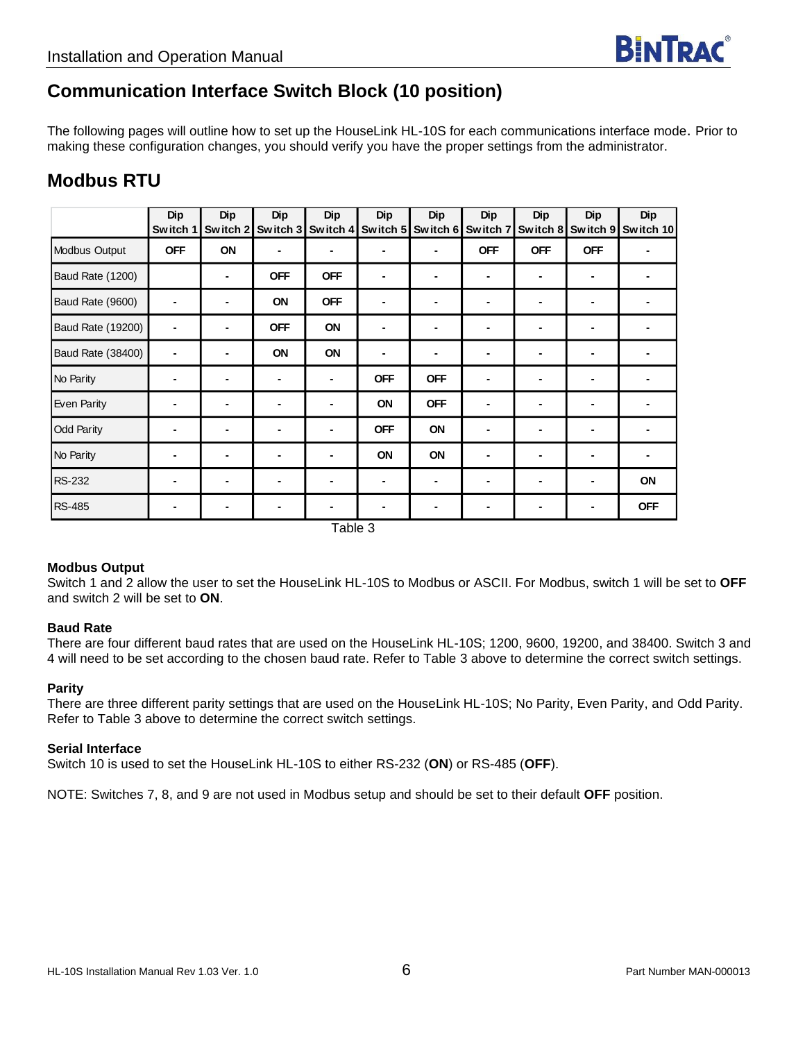## Communication Interface Switch Block (10 position)

The following pages will outline how to set up the HouseLink HL-10S for each communications interface mode. Prior to making these configuration changes, you should verify you have the proper settings from the administrator.

## Modbus RTU

| | Dip Switch 1 | Dip Switch 2 | Dip Switch 3 | Dip Switch 4 | Dip Switch 5 | Dip Switch 6 | Dip Switch 7 | Dip Switch 8 | Dip Switch 9 | Dip Switch 10 |
|---|---|---|---|---|---|---|---|---|---|---|
| Modbus Output | OFF | ON | - | - | - | - | OFF | OFF | OFF | - |
| Baud Rate (1200) | | - | OFF | OFF | - | - | - | - | - | - |
| Baud Rate (9600) | - | - | ON | OFF | - | - | - | - | - | - |
| Baud Rate (19200) | - | - | OFF | ON | - | - | - | - | - | - |
| Baud Rate (38400) | - | - | ON | ON | - | - | - | - | - | - |
| No Parity | - | - | - | - | OFF | OFF | - | - | - | - |
| Even Parity | - | - | - | - | ON | OFF | - | - | - | - |
| Odd Parity | - | - | - | - | OFF | ON | - | - | - | - |
| No Parity | - | - | - | - | ON | ON | - | - | - | - |
| RS-232 | - | - | - | - | - | - | - | - | - | ON |
| RS-485 | - | - | - | - | - | - | - | - | - | OFF |

Table 3

**Modbus Output**

Switch 1 and 2 allow the user to set the HouseLink HL-10S to Modbus or ASCII. For Modbus, switch 1 will be set to **OFF** and switch 2 will be set to **ON**.

**Baud Rate**

There are four different baud rates that are used on the HouseLink HL-10S; 1200, 9600, 19200, and 38400. Switch 3 and 4 will need to be set according to the chosen baud rate. Refer to Table 3 above to determine the correct switch settings.

**Parity**

There are three different parity settings that are used on the HouseLink HL-10S; No Parity, Even Parity, and Odd Parity. Refer to Table 3 above to determine the correct switch settings.

**Serial Interface**

Switch 10 is used to set the HouseLink HL-10S to either RS-232 (**ON**) or RS-485 (**OFF**).

NOTE: Switches 7, 8, and 9 are not used in Modbus setup and should be set to their default **OFF** position.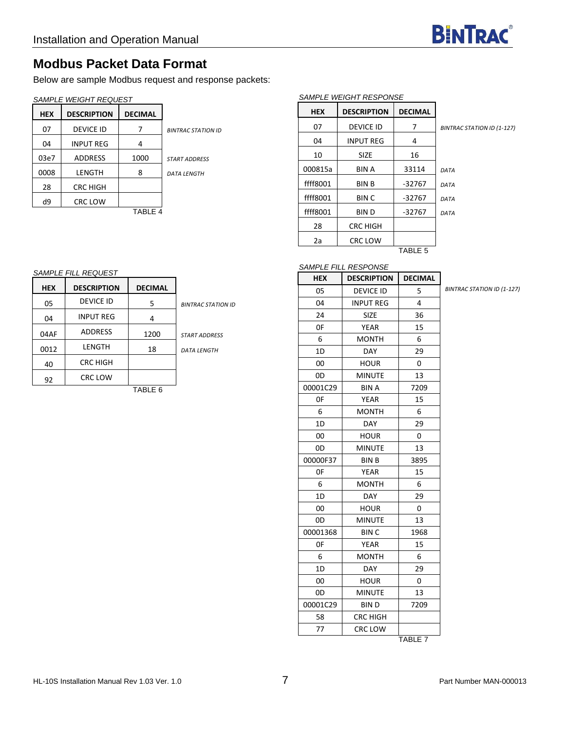## Modbus Packet Data Format

Below are sample Modbus request and response packets:

*SAMPLE WEIGHT REQUEST*

| HEX | DESCRIPTION | DECIMAL | |
|---|---|---|---|
| 07 | DEVICE ID | 7 | *BINTRAC STATION ID* |
| 04 | INPUT REG | 4 | |
| 03e7 | ADDRESS | 1000 | *START ADDRESS* |
| 0008 | LENGTH | 8 | *DATA LENGTH* |
| 28 | CRC HIGH | | |
| d9 | CRC LOW | | |

TABLE 4

*SAMPLE WEIGHT RESPONSE*

| HEX | DESCRIPTION | DECIMAL | |
|---|---|---|---|
| 07 | DEVICE ID | 7 | *BINTRAC STATION ID (1-127)* |
| 04 | INPUT REG | 4 | |
| 10 | SIZE | 16 | |
| 000815a | BIN A | 33114 | *DATA* |
| ffff8001 | BIN B | -32767 | *DATA* |
| ffff8001 | BIN C | -32767 | *DATA* |
| ffff8001 | BIN D | -32767 | *DATA* |
| 28 | CRC HIGH | | |
| 2a | CRC LOW | | |

TABLE 5

*SAMPLE FILL REQUEST*

| HEX | DESCRIPTION | DECIMAL | |
|---|---|---|---|
| 05 | DEVICE ID | 5 | *BINTRAC STATION ID* |
| 04 | INPUT REG | 4 | |
| 04AF | ADDRESS | 1200 | *START ADDRESS* |
| 0012 | LENGTH | 18 | *DATA LENGTH* |
| 40 | CRC HIGH | | |
| 92 | CRC LOW | | |

TABLE 6

*SAMPLE FILL RESPONSE*

| HEX | DESCRIPTION | DECIMAL | |
|---|---|---|---|
| 05 | DEVICE ID | 5 | *BINTRAC STATION ID (1-127)* |
| 04 | INPUT REG | 4 | |
| 24 | SIZE | 36 | |
| 0F | YEAR | 15 | |
| 6 | MONTH | 6 | |
| 1D | DAY | 29 | |
| 00 | HOUR | 0 | |
| 0D | MINUTE | 13 | |
| 00001C29 | BIN A | 7209 | |
| 0F | YEAR | 15 | |
| 6 | MONTH | 6 | |
| 1D | DAY | 29 | |
| 00 | HOUR | 0 | |
| 0D | MINUTE | 13 | |
| 00000F37 | BIN B | 3895 | |
| 0F | YEAR | 15 | |
| 6 | MONTH | 6 | |
| 1D | DAY | 29 | |
| 00 | HOUR | 0 | |
| 0D | MINUTE | 13 | |
| 00001368 | BIN C | 1968 | |
| 0F | YEAR | 15 | |
| 6 | MONTH | 6 | |
| 1D | DAY | 29 | |
| 00 | HOUR | 0 | |
| 0D | MINUTE | 13 | |
| 00001C29 | BIN D | 7209 | |
| 58 | CRC HIGH | | |
| 77 | CRC LOW | | |

TABLE 7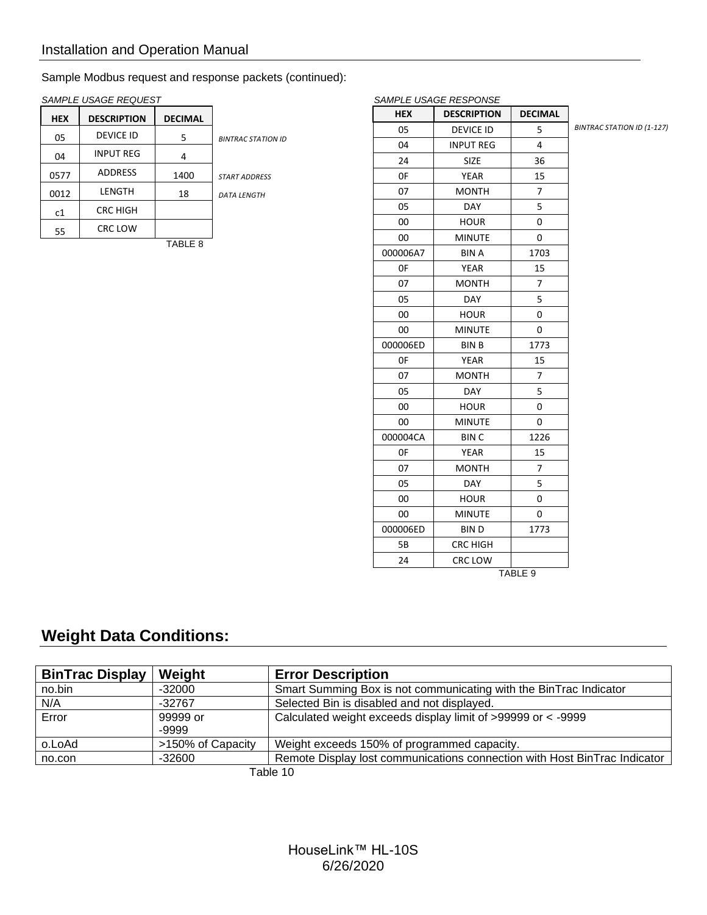Sample Modbus request and response packets (continued):

*SAMPLE USAGE REQUEST*

| HEX | DESCRIPTION | DECIMAL | |
|---|---|---|---|
| 05 | DEVICE ID | 5 | *BINTRAC STATION ID* |
| 04 | INPUT REG | 4 | |
| 0577 | ADDRESS | 1400 | *START ADDRESS* |
| 0012 | LENGTH | 18 | *DATA LENGTH* |
| c1 | CRC HIGH | | |
| 55 | CRC LOW | | |

TABLE 8

*SAMPLE USAGE RESPONSE*

| HEX | DESCRIPTION | DECIMAL | |
|---|---|---|---|
| 05 | DEVICE ID | 5 | *BINTRAC STATION ID (1-127)* |
| 04 | INPUT REG | 4 | |
| 24 | SIZE | 36 | |
| 0F | YEAR | 15 | |
| 07 | MONTH | 7 | |
| 05 | DAY | 5 | |
| 00 | HOUR | 0 | |
| 00 | MINUTE | 0 | |
| 000006A7 | BIN A | 1703 | |
| 0F | YEAR | 15 | |
| 07 | MONTH | 7 | |
| 05 | DAY | 5 | |
| 00 | HOUR | 0 | |
| 00 | MINUTE | 0 | |
| 000006ED | BIN B | 1773 | |
| 0F | YEAR | 15 | |
| 07 | MONTH | 7 | |
| 05 | DAY | 5 | |
| 00 | HOUR | 0 | |
| 00 | MINUTE | 0 | |
| 000004CA | BIN C | 1226 | |
| 0F | YEAR | 15 | |
| 07 | MONTH | 7 | |
| 05 | DAY | 5 | |
| 00 | HOUR | 0 | |
| 00 | MINUTE | 0 | |
| 000006ED | BIN D | 1773 | |
| 5B | CRC HIGH | | |
| 24 | CRC LOW | | |

TABLE 9

## Weight Data Conditions:

| BinTrac Display | Weight | Error Description |
|---|---|---|
| no.bin | -32000 | Smart Summing Box is not communicating with the BinTrac Indicator |
| N/A | -32767 | Selected Bin is disabled and not displayed. |
| Error | 99999 or -9999 | Calculated weight exceeds display limit of >99999 or < -9999 |
| o.LoAd | >150% of Capacity | Weight exceeds 150% of programmed capacity. |
| no.con | -32600 | Remote Display lost communications connection with Host BinTrac Indicator |

Table 10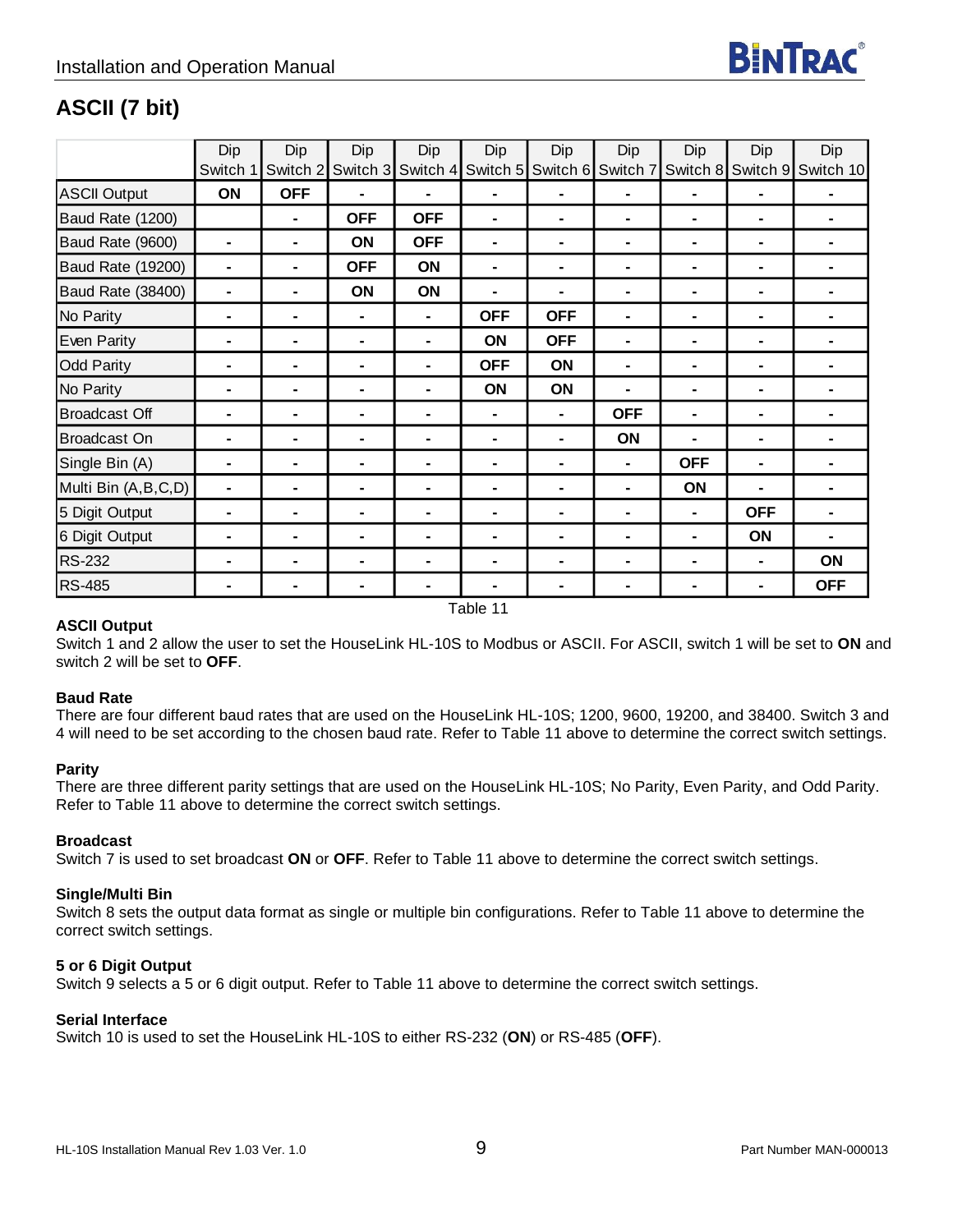## ASCII (7 bit)

| | Dip Switch 1 | Dip Switch 2 | Dip Switch 3 | Dip Switch 4 | Dip Switch 5 | Dip Switch 6 | Dip Switch 7 | Dip Switch 8 | Dip Switch 9 | Dip Switch 10 |
|---|---|---|---|---|---|---|---|---|---|---|
| ASCII Output | **ON** | **OFF** | - | - | - | - | - | - | - | - |
| Baud Rate (1200) | | - | **OFF** | **OFF** | - | - | - | - | - | - |
| Baud Rate (9600) | - | - | **ON** | **OFF** | - | - | - | - | - | - |
| Baud Rate (19200) | - | - | **OFF** | **ON** | - | - | - | - | - | - |
| Baud Rate (38400) | - | - | **ON** | **ON** | - | - | - | - | - | - |
| No Parity | - | - | - | - | **OFF** | **OFF** | - | - | - | - |
| Even Parity | - | - | - | - | **ON** | **OFF** | - | - | - | - |
| Odd Parity | - | - | - | - | **OFF** | **ON** | - | - | - | - |
| No Parity | - | - | - | - | **ON** | **ON** | - | - | - | - |
| Broadcast Off | - | - | - | - | - | - | **OFF** | - | - | - |
| Broadcast On | - | - | - | - | - | - | **ON** | - | - | - |
| Single Bin (A) | - | - | - | - | - | - | - | **OFF** | - | - |
| Multi Bin (A,B,C,D) | - | - | - | - | - | - | - | **ON** | - | - |
| 5 Digit Output | - | - | - | - | - | - | - | - | **OFF** | - |
| 6 Digit Output | - | - | - | - | - | - | - | - | **ON** | - |
| RS-232 | - | - | - | - | - | - | - | - | - | **ON** |
| RS-485 | - | - | - | - | - | - | - | - | - | **OFF** |

Table 11

**ASCII Output**
Switch 1 and 2 allow the user to set the HouseLink HL-10S to Modbus or ASCII. For ASCII, switch 1 will be set to **ON** and switch 2 will be set to **OFF**.

**Baud Rate**
There are four different baud rates that are used on the HouseLink HL-10S; 1200, 9600, 19200, and 38400. Switch 3 and 4 will need to be set according to the chosen baud rate. Refer to Table 11 above to determine the correct switch settings.

**Parity**
There are three different parity settings that are used on the HouseLink HL-10S; No Parity, Even Parity, and Odd Parity. Refer to Table 11 above to determine the correct switch settings.

**Broadcast**
Switch 7 is used to set broadcast **ON** or **OFF**. Refer to Table 11 above to determine the correct switch settings.

**Single/Multi Bin**
Switch 8 sets the output data format as single or multiple bin configurations. Refer to Table 11 above to determine the correct switch settings.

**5 or 6 Digit Output**
Switch 9 selects a 5 or 6 digit output. Refer to Table 11 above to determine the correct switch settings.

**Serial Interface**
Switch 10 is used to set the HouseLink HL-10S to either RS-232 (**ON**) or RS-485 (**OFF**).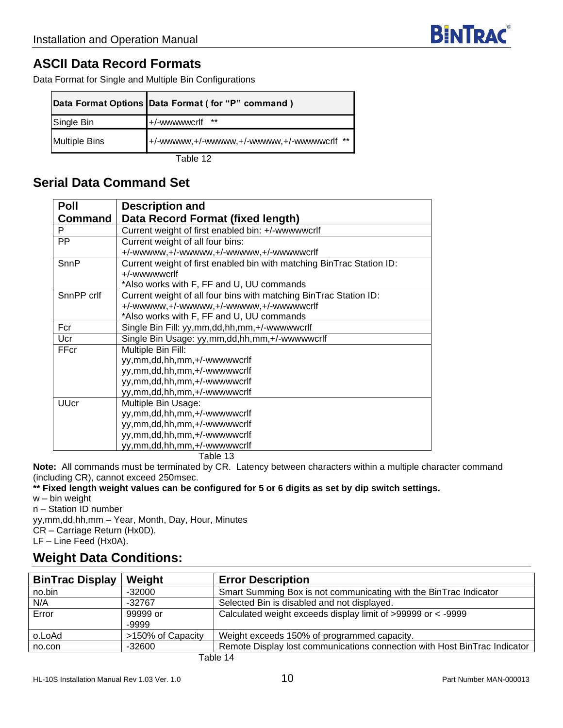## ASCII Data Record Formats

Data Format for Single and Multiple Bin Configurations

| Data Format Options | Data Format ( for "P" command ) |
|---|---|
| Single Bin | +/-wwwwwcrlf ** |
| Multiple Bins | +/-wwwww,+/-wwwww,+/-wwwww,+/-wwwwwcrlf ** |

Table 12

## Serial Data Command Set

| Poll Command | Description and Data Record Format (fixed length) |
|---|---|
| P | Current weight of first enabled bin: +/-wwwwwcrlf |
| PP | Current weight of all four bins:<br>+/-wwwww,+/-wwwww,+/-wwwww,+/-wwwwwcrlf |
| SnnP | Current weight of first enabled bin with matching BinTrac Station ID:<br>+/-wwwwwcrlf<br>*Also works with F, FF and U, UU commands |
| SnnPP crlf | Current weight of all four bins with matching BinTrac Station ID:<br>+/-wwwww,+/-wwwww,+/-wwwww,+/-wwwwwcrlf<br>*Also works with F, FF and U, UU commands |
| Fcr | Single Bin Fill: yy,mm,dd,hh,mm,+/-wwwwwcrlf |
| Ucr | Single Bin Usage: yy,mm,dd,hh,mm,+/-wwwwwcrlf |
| FFcr | Multiple Bin Fill:<br>yy,mm,dd,hh,mm,+/-wwwwwcrlf<br>yy,mm,dd,hh,mm,+/-wwwwwcrlf<br>yy,mm,dd,hh,mm,+/-wwwwwcrlf<br>yy,mm,dd,hh,mm,+/-wwwwwcrlf |
| UUcr | Multiple Bin Usage:<br>yy,mm,dd,hh,mm,+/-wwwwwcrlf<br>yy,mm,dd,hh,mm,+/-wwwwwcrlf<br>yy,mm,dd,hh,mm,+/-wwwwwcrlf<br>yy,mm,dd,hh,mm,+/-wwwwwcrlf |

Table 13

**Note:** All commands must be terminated by CR. Latency between characters within a multiple character command (including CR), cannot exceed 250msec.

**** Fixed length weight values can be configured for 5 or 6 digits as set by dip switch settings.**

w – bin weight
n – Station ID number
yy,mm,dd,hh,mm – Year, Month, Day, Hour, Minutes
CR – Carriage Return (Hx0D).
LF – Line Feed (Hx0A).

## Weight Data Conditions:

| BinTrac Display | Weight | Error Description |
|---|---|---|
| no.bin | -32000 | Smart Summing Box is not communicating with the BinTrac Indicator |
| N/A | -32767 | Selected Bin is disabled and not displayed. |
| Error | 99999 or<br>-9999 | Calculated weight exceeds display limit of >99999 or < -9999 |
| o.LoAd | >150% of Capacity | Weight exceeds 150% of programmed capacity. |
| no.con | -32600 | Remote Display lost communications connection with Host BinTrac Indicator |

Table 14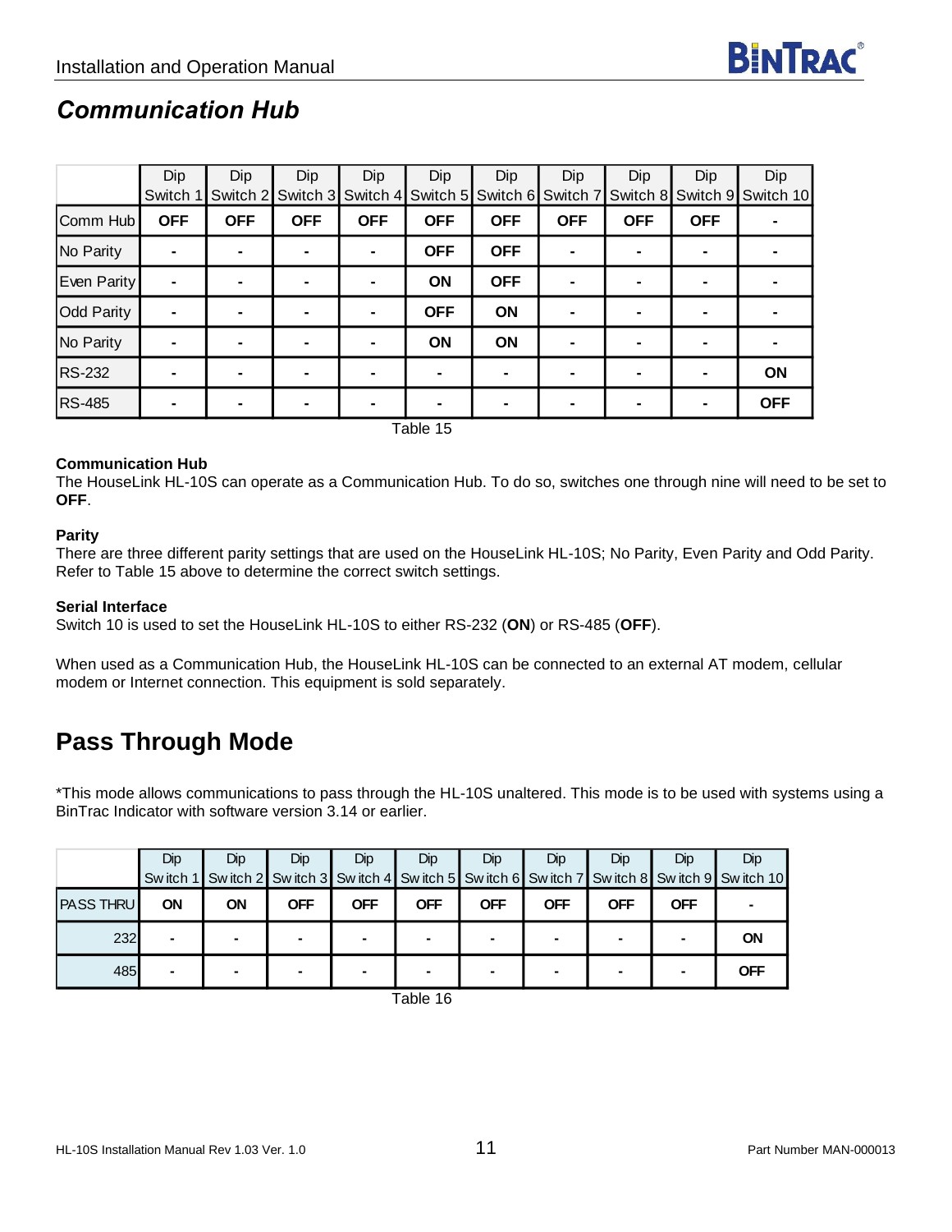## *Communication Hub*

| | Dip Switch 1 | Dip Switch 2 | Dip Switch 3 | Dip Switch 4 | Dip Switch 5 | Dip Switch 6 | Dip Switch 7 | Dip Switch 8 | Dip Switch 9 | Dip Switch 10 |
|---|---|---|---|---|---|---|---|---|---|---|
| Comm Hub | **OFF** | **OFF** | **OFF** | **OFF** | **OFF** | **OFF** | **OFF** | **OFF** | **OFF** | **-** |
| No Parity | **-** | **-** | **-** | **-** | **OFF** | **OFF** | **-** | **-** | **-** | **-** |
| Even Parity | **-** | **-** | **-** | **-** | **ON** | **OFF** | **-** | **-** | **-** | **-** |
| Odd Parity | **-** | **-** | **-** | **-** | **OFF** | **ON** | **-** | **-** | **-** | **-** |
| No Parity | **-** | **-** | **-** | **-** | **ON** | **ON** | **-** | **-** | **-** | **-** |
| RS-232 | **-** | **-** | **-** | **-** | **-** | **-** | **-** | **-** | **-** | **ON** |
| RS-485 | **-** | **-** | **-** | **-** | **-** | **-** | **-** | **-** | **-** | **OFF** |

Table 15

**Communication Hub**
The HouseLink HL-10S can operate as a Communication Hub. To do so, switches one through nine will need to be set to **OFF**.

**Parity**
There are three different parity settings that are used on the HouseLink HL-10S; No Parity, Even Parity and Odd Parity. Refer to Table 15 above to determine the correct switch settings.

**Serial Interface**
Switch 10 is used to set the HouseLink HL-10S to either RS-232 (**ON**) or RS-485 (**OFF**).

When used as a Communication Hub, the HouseLink HL-10S can be connected to an external AT modem, cellular modem or Internet connection. This equipment is sold separately.

## Pass Through Mode

*This mode allows communications to pass through the HL-10S unaltered. This mode is to be used with systems using a BinTrac Indicator with software version 3.14 or earlier.

| | Dip Switch 1 | Dip Switch 2 | Dip Switch 3 | Dip Switch 4 | Dip Switch 5 | Dip Switch 6 | Dip Switch 7 | Dip Switch 8 | Dip Switch 9 | Dip Switch 10 |
|---|---|---|---|---|---|---|---|---|---|---|
| PASS THRU | **ON** | **ON** | **OFF** | **OFF** | **OFF** | **OFF** | **OFF** | **OFF** | **OFF** | **-** |
| 232 | **-** | **-** | **-** | **-** | **-** | **-** | **-** | **-** | **-** | **ON** |
| 485 | **-** | **-** | **-** | **-** | **-** | **-** | **-** | **-** | **-** | **OFF** |

Table 16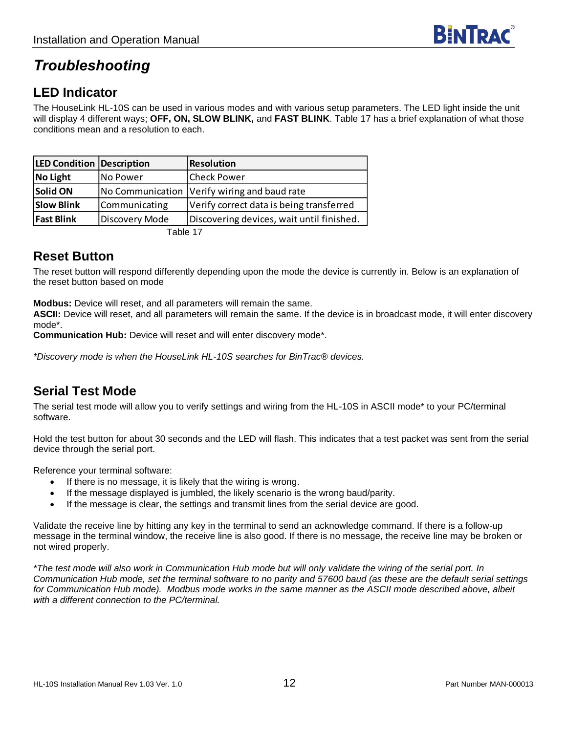# *Troubleshooting*

## LED Indicator

The HouseLink HL-10S can be used in various modes and with various setup parameters. The LED light inside the unit will display 4 different ways; **OFF, ON, SLOW BLINK,** and **FAST BLINK**. Table 17 has a brief explanation of what those conditions mean and a resolution to each.

| LED Condition | Description | Resolution |
|---|---|---|
| **No Light** | No Power | Check Power |
| **Solid ON** | No Communication | Verify wiring and baud rate |
| **Slow Blink** | Communicating | Verify correct data is being transferred |
| **Fast Blink** | Discovery Mode | Discovering devices, wait until finished. |

Table 17

## Reset Button

The reset button will respond differently depending upon the mode the device is currently in. Below is an explanation of the reset button based on mode

**Modbus:** Device will reset, and all parameters will remain the same.
**ASCII:** Device will reset, and all parameters will remain the same. If the device is in broadcast mode, it will enter discovery mode*.
**Communication Hub:** Device will reset and will enter discovery mode*.

*\*Discovery mode is when the HouseLink HL-10S searches for BinTrac® devices.*

## Serial Test Mode

The serial test mode will allow you to verify settings and wiring from the HL-10S in ASCII mode* to your PC/terminal software.

Hold the test button for about 30 seconds and the LED will flash. This indicates that a test packet was sent from the serial device through the serial port.

Reference your terminal software:

- If there is no message, it is likely that the wiring is wrong.
- If the message displayed is jumbled, the likely scenario is the wrong baud/parity.
- If the message is clear, the settings and transmit lines from the serial device are good.

Validate the receive line by hitting any key in the terminal to send an acknowledge command. If there is a follow-up message in the terminal window, the receive line is also good. If there is no message, the receive line may be broken or not wired properly.

*\*The test mode will also work in Communication Hub mode but will only validate the wiring of the serial port. In Communication Hub mode, set the terminal software to no parity and 57600 baud (as these are the default serial settings for Communication Hub mode). Modbus mode works in the same manner as the ASCII mode described above, albeit with a different connection to the PC/terminal.*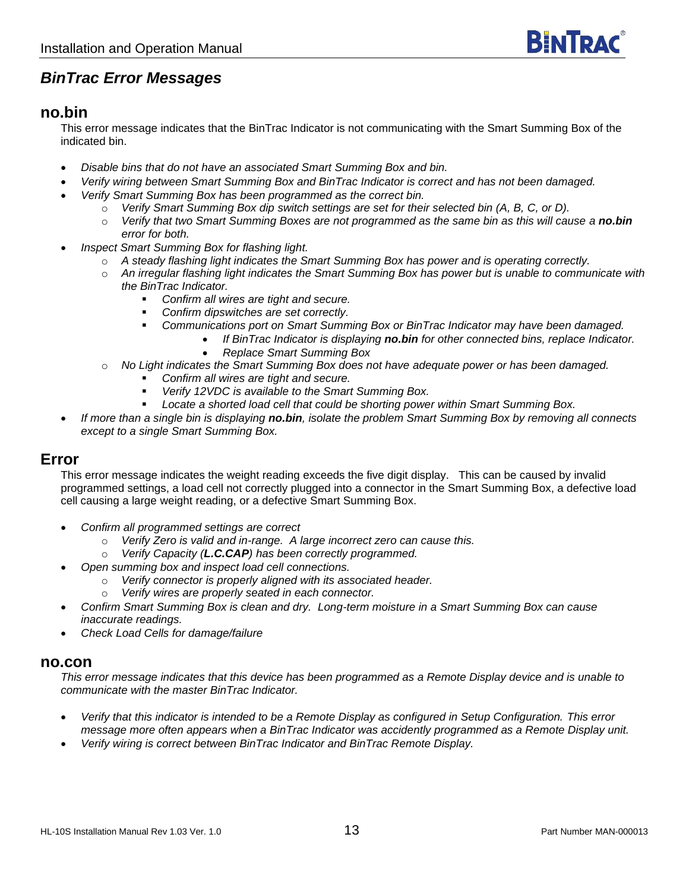## *BinTrac Error Messages*

### no.bin

This error message indicates that the BinTrac Indicator is not communicating with the Smart Summing Box of the indicated bin.

- *Disable bins that do not have an associated Smart Summing Box and bin.*
- *Verify wiring between Smart Summing Box and BinTrac Indicator is correct and has not been damaged.*
- *Verify Smart Summing Box has been programmed as the correct bin.*
  - *Verify Smart Summing Box dip switch settings are set for their selected bin (A, B, C, or D).*
  - *Verify that two Smart Summing Boxes are not programmed as the same bin as this will cause a* ***no.bin*** *error for both.*
- *Inspect Smart Summing Box for flashing light.*
  - *A steady flashing light indicates the Smart Summing Box has power and is operating correctly.*
  - *An irregular flashing light indicates the Smart Summing Box has power but is unable to communicate with the BinTrac Indicator.*
    - *Confirm all wires are tight and secure.*
    - *Confirm dipswitches are set correctly.*
    - *Communications port on Smart Summing Box or BinTrac Indicator may have been damaged.*
      - *If BinTrac Indicator is displaying* ***no.bin*** *for other connected bins, replace Indicator.*
      - *Replace Smart Summing Box*
  - *No Light indicates the Smart Summing Box does not have adequate power or has been damaged.*
    - *Confirm all wires are tight and secure.*
    - *Verify 12VDC is available to the Smart Summing Box.*
    - *Locate a shorted load cell that could be shorting power within Smart Summing Box.*
- *If more than a single bin is displaying* ***no.bin****, isolate the problem Smart Summing Box by removing all connects except to a single Smart Summing Box.*

### Error

This error message indicates the weight reading exceeds the five digit display. This can be caused by invalid programmed settings, a load cell not correctly plugged into a connector in the Smart Summing Box, a defective load cell causing a large weight reading, or a defective Smart Summing Box.

- *Confirm all programmed settings are correct*
  - *Verify Zero is valid and in-range. A large incorrect zero can cause this.*
  - *Verify Capacity (****L.C.CAP****) has been correctly programmed.*
- *Open summing box and inspect load cell connections.*
  - *Verify connector is properly aligned with its associated header.*
  - *Verify wires are properly seated in each connector.*
- *Confirm Smart Summing Box is clean and dry. Long-term moisture in a Smart Summing Box can cause inaccurate readings.*
- *Check Load Cells for damage/failure*

### no.con

*This error message indicates that this device has been programmed as a Remote Display device and is unable to communicate with the master BinTrac Indicator.*

- *Verify that this indicator is intended to be a Remote Display as configured in Setup Configuration. This error message more often appears when a BinTrac Indicator was accidently programmed as a Remote Display unit.*
- *Verify wiring is correct between BinTrac Indicator and BinTrac Remote Display.*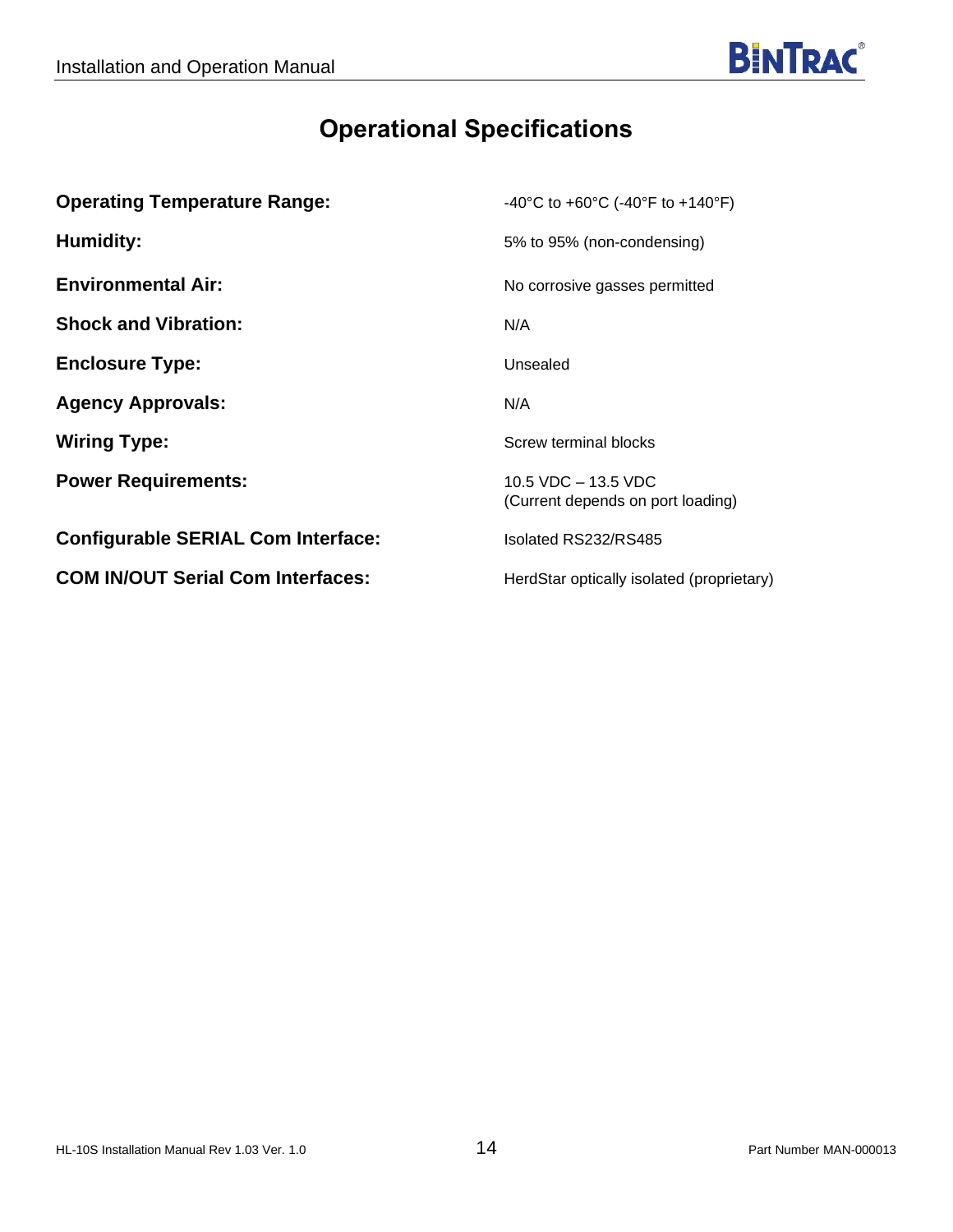# Operational Specifications

**Operating Temperature Range:** -40°C to +60°C (-40°F to +140°F)

**Humidity:** 5% to 95% (non-condensing)

**Environmental Air:** No corrosive gasses permitted

**Shock and Vibration:** N/A

**Enclosure Type:** Unsealed

**Agency Approvals:** N/A

**Wiring Type:** Screw terminal blocks

**Power Requirements:** 10.5 VDC – 13.5 VDC
(Current depends on port loading)

**Configurable SERIAL Com Interface:** Isolated RS232/RS485

**COM IN/OUT Serial Com Interfaces:** HerdStar optically isolated (proprietary)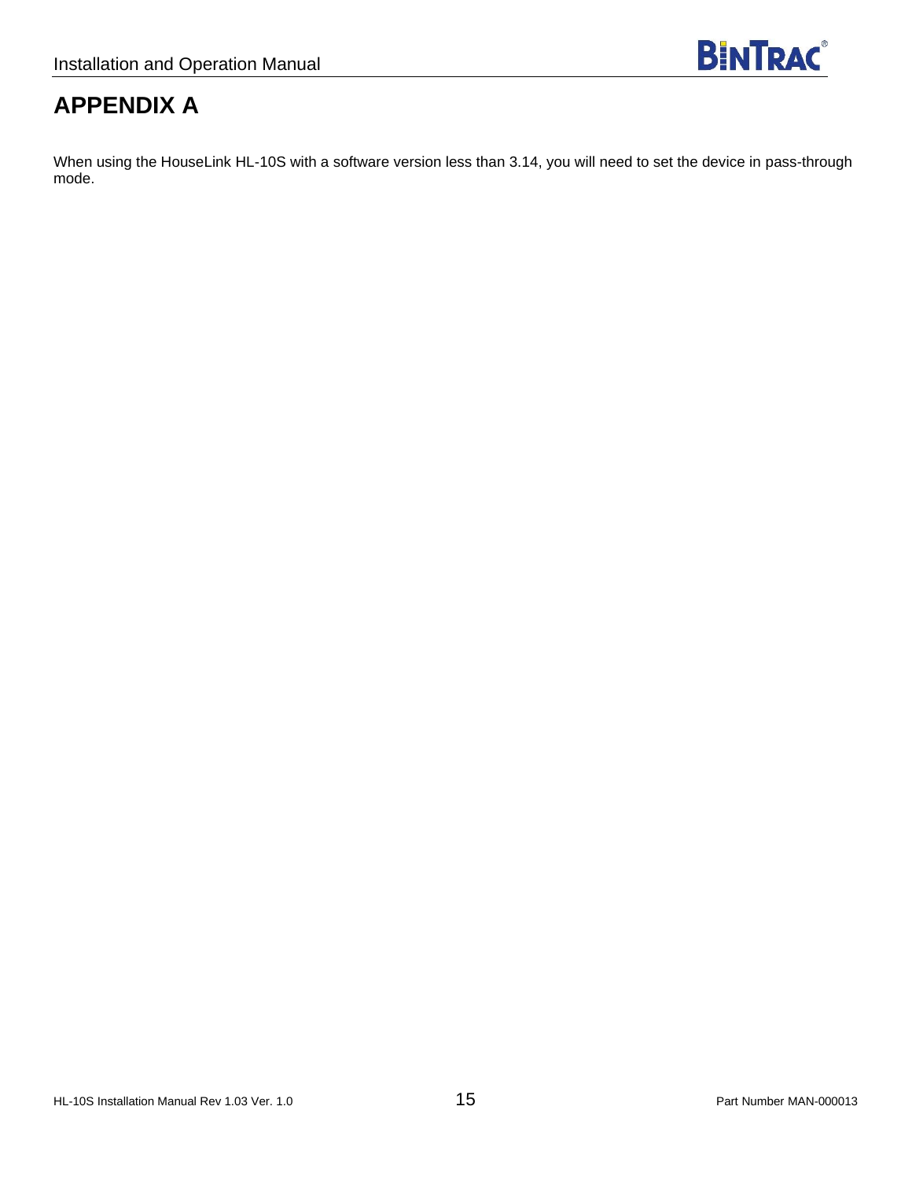# APPENDIX A

When using the HouseLink HL-10S with a software version less than 3.14, you will need to set the device in pass-through mode.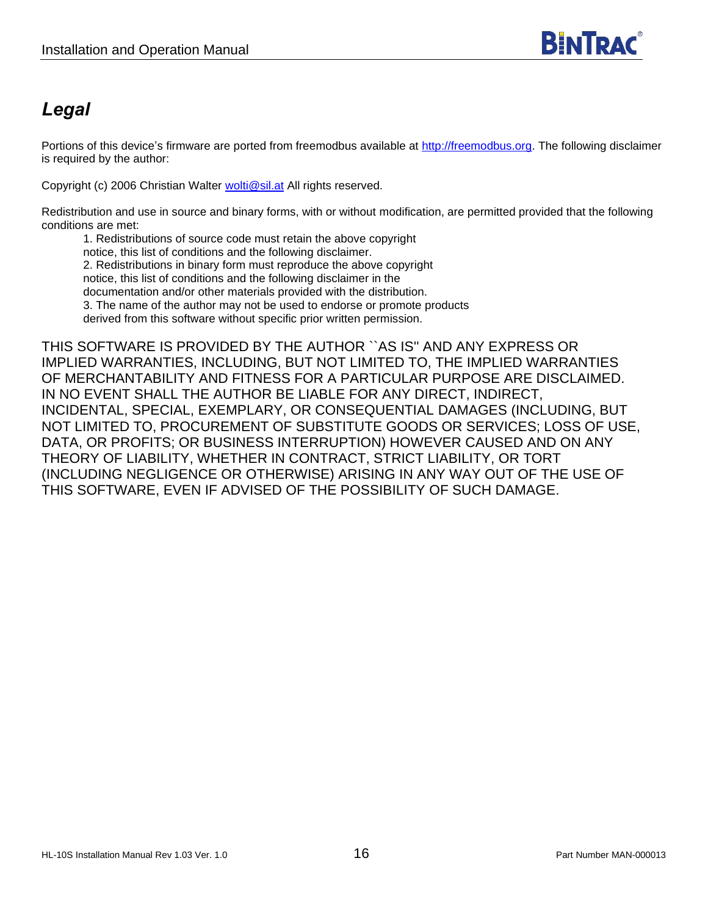# *Legal*

Portions of this device's firmware are ported from freemodbus available at http://freemodbus.org. The following disclaimer is required by the author:

Copyright (c) 2006 Christian Walter wolti@sil.at All rights reserved.

Redistribution and use in source and binary forms, with or without modification, are permitted provided that the following conditions are met:

1. Redistributions of source code must retain the above copyright notice, this list of conditions and the following disclaimer.
2. Redistributions in binary form must reproduce the above copyright notice, this list of conditions and the following disclaimer in the documentation and/or other materials provided with the distribution.
3. The name of the author may not be used to endorse or promote products derived from this software without specific prior written permission.

THIS SOFTWARE IS PROVIDED BY THE AUTHOR ``AS IS'' AND ANY EXPRESS OR IMPLIED WARRANTIES, INCLUDING, BUT NOT LIMITED TO, THE IMPLIED WARRANTIES OF MERCHANTABILITY AND FITNESS FOR A PARTICULAR PURPOSE ARE DISCLAIMED. IN NO EVENT SHALL THE AUTHOR BE LIABLE FOR ANY DIRECT, INDIRECT, INCIDENTAL, SPECIAL, EXEMPLARY, OR CONSEQUENTIAL DAMAGES (INCLUDING, BUT NOT LIMITED TO, PROCUREMENT OF SUBSTITUTE GOODS OR SERVICES; LOSS OF USE, DATA, OR PROFITS; OR BUSINESS INTERRUPTION) HOWEVER CAUSED AND ON ANY THEORY OF LIABILITY, WHETHER IN CONTRACT, STRICT LIABILITY, OR TORT (INCLUDING NEGLIGENCE OR OTHERWISE) ARISING IN ANY WAY OUT OF THE USE OF THIS SOFTWARE, EVEN IF ADVISED OF THE POSSIBILITY OF SUCH DAMAGE.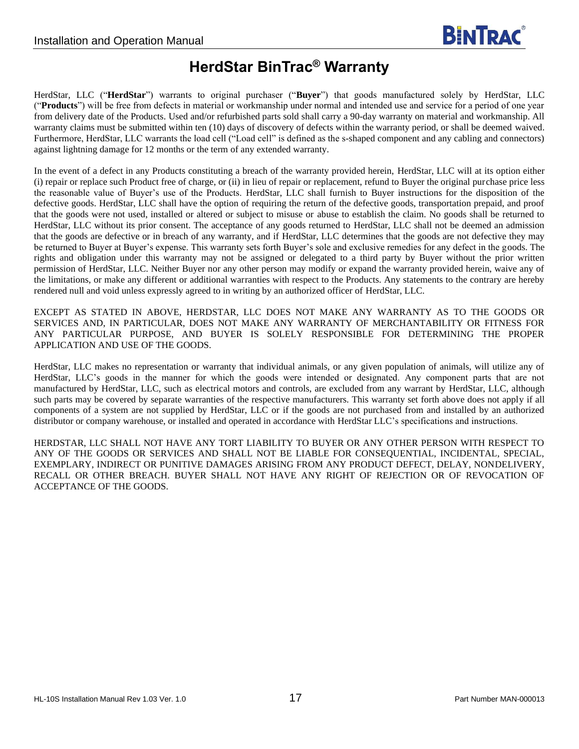# HerdStar BinTrac® Warranty

HerdStar, LLC ("**HerdStar**") warrants to original purchaser ("**Buyer**") that goods manufactured solely by HerdStar, LLC ("**Products**") will be free from defects in material or workmanship under normal and intended use and service for a period of one year from delivery date of the Products. Used and/or refurbished parts sold shall carry a 90-day warranty on material and workmanship. All warranty claims must be submitted within ten (10) days of discovery of defects within the warranty period, or shall be deemed waived. Furthermore, HerdStar, LLC warrants the load cell ("Load cell" is defined as the s-shaped component and any cabling and connectors) against lightning damage for 12 months or the term of any extended warranty.

In the event of a defect in any Products constituting a breach of the warranty provided herein, HerdStar, LLC will at its option either (i) repair or replace such Product free of charge, or (ii) in lieu of repair or replacement, refund to Buyer the original purchase price less the reasonable value of Buyer's use of the Products. HerdStar, LLC shall furnish to Buyer instructions for the disposition of the defective goods. HerdStar, LLC shall have the option of requiring the return of the defective goods, transportation prepaid, and proof that the goods were not used, installed or altered or subject to misuse or abuse to establish the claim. No goods shall be returned to HerdStar, LLC without its prior consent. The acceptance of any goods returned to HerdStar, LLC shall not be deemed an admission that the goods are defective or in breach of any warranty, and if HerdStar, LLC determines that the goods are not defective they may be returned to Buyer at Buyer's expense. This warranty sets forth Buyer's sole and exclusive remedies for any defect in the goods. The rights and obligation under this warranty may not be assigned or delegated to a third party by Buyer without the prior written permission of HerdStar, LLC. Neither Buyer nor any other person may modify or expand the warranty provided herein, waive any of the limitations, or make any different or additional warranties with respect to the Products. Any statements to the contrary are hereby rendered null and void unless expressly agreed to in writing by an authorized officer of HerdStar, LLC.

EXCEPT AS STATED IN ABOVE, HERDSTAR, LLC DOES NOT MAKE ANY WARRANTY AS TO THE GOODS OR SERVICES AND, IN PARTICULAR, DOES NOT MAKE ANY WARRANTY OF MERCHANTABILITY OR FITNESS FOR ANY PARTICULAR PURPOSE, AND BUYER IS SOLELY RESPONSIBLE FOR DETERMINING THE PROPER APPLICATION AND USE OF THE GOODS.

HerdStar, LLC makes no representation or warranty that individual animals, or any given population of animals, will utilize any of HerdStar, LLC's goods in the manner for which the goods were intended or designated. Any component parts that are not manufactured by HerdStar, LLC, such as electrical motors and controls, are excluded from any warrant by HerdStar, LLC, although such parts may be covered by separate warranties of the respective manufacturers. This warranty set forth above does not apply if all components of a system are not supplied by HerdStar, LLC or if the goods are not purchased from and installed by an authorized distributor or company warehouse, or installed and operated in accordance with HerdStar LLC's specifications and instructions.

HERDSTAR, LLC SHALL NOT HAVE ANY TORT LIABILITY TO BUYER OR ANY OTHER PERSON WITH RESPECT TO ANY OF THE GOODS OR SERVICES AND SHALL NOT BE LIABLE FOR CONSEQUENTIAL, INCIDENTAL, SPECIAL, EXEMPLARY, INDIRECT OR PUNITIVE DAMAGES ARISING FROM ANY PRODUCT DEFECT, DELAY, NONDELIVERY, RECALL OR OTHER BREACH. BUYER SHALL NOT HAVE ANY RIGHT OF REJECTION OR OF REVOCATION OF ACCEPTANCE OF THE GOODS.